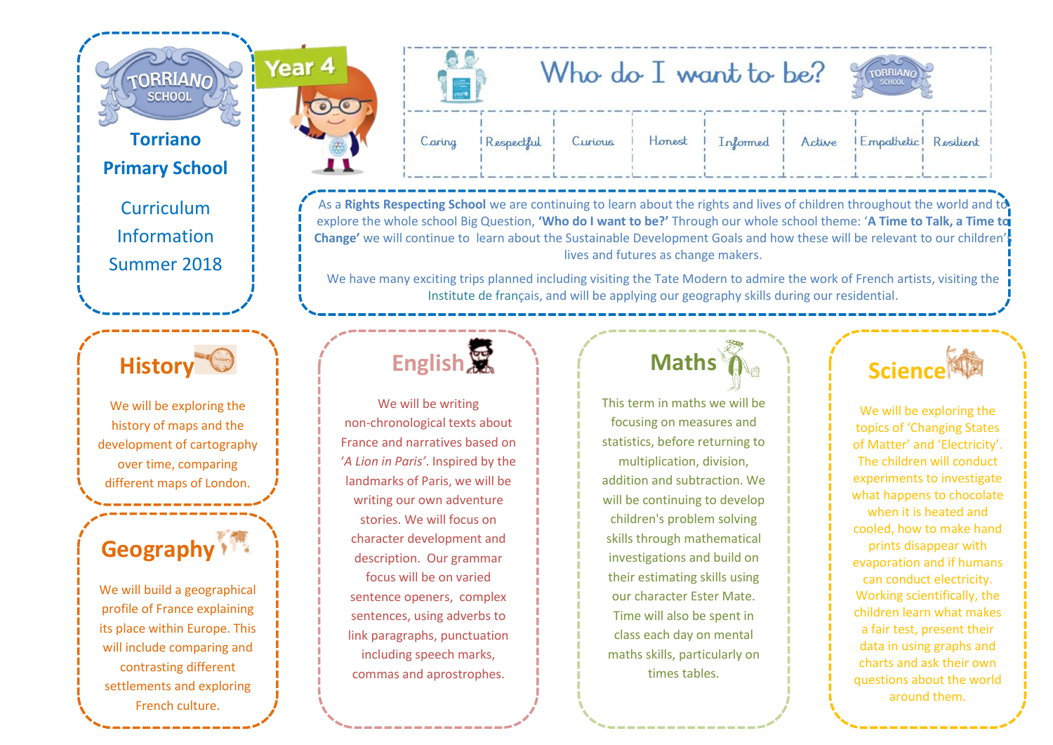# Torriano Primary School

## Curriculum Information Summer 2018

**Year 4**

## Who do I want to be?

| Caring | Respectful | Curious | Honest | Informed | Active | Empathetic | Resilient |
|---|---|---|---|---|---|---|---|

As a **Rights Respecting School** we are continuing to learn about the rights and lives of children throughout the world and to explore the whole school Big Question, **'Who do I want to be?'** Through our whole school theme: '**A Time to Talk, a Time to Change'** we will continue to learn about the Sustainable Development Goals and how these will be relevant to our children's lives and futures as change makers.

We have many exciting trips planned including visiting the Tate Modern to admire the work of French artists, visiting the Institute de français, and will be applying our geography skills during our residential.

### History

We will be exploring the history of maps and the development of cartography over time, comparing different maps of London.

### Geography

We will build a geographical profile of France explaining its place within Europe. This will include comparing and contrasting different settlements and exploring French culture.

### English

We will be writing non-chronological texts about France and narratives based on '*A Lion in Paris*'. Inspired by the landmarks of Paris, we will be writing our own adventure stories. We will focus on character development and description. Our grammar focus will be on varied sentence openers, complex sentences, using adverbs to link paragraphs, punctuation including speech marks, commas and aprostrophes.

### Maths

This term in maths we will be focusing on measures and statistics, before returning to multiplication, division, addition and subtraction. We will be continuing to develop children's problem solving skills through mathematical investigations and build on their estimating skills using our character Ester Mate. Time will also be spent in class each day on mental maths skills, particularly on times tables.

### Science

We will be exploring the topics of 'Changing States of Matter' and 'Electricity'. The children will conduct experiments to investigate what happens to chocolate when it is heated and cooled, how to make hand prints disappear with evaporation and if humans can conduct electricity. Working scientifically, the children learn what makes a fair test, present their data in using graphs and charts and ask their own questions about the world around them.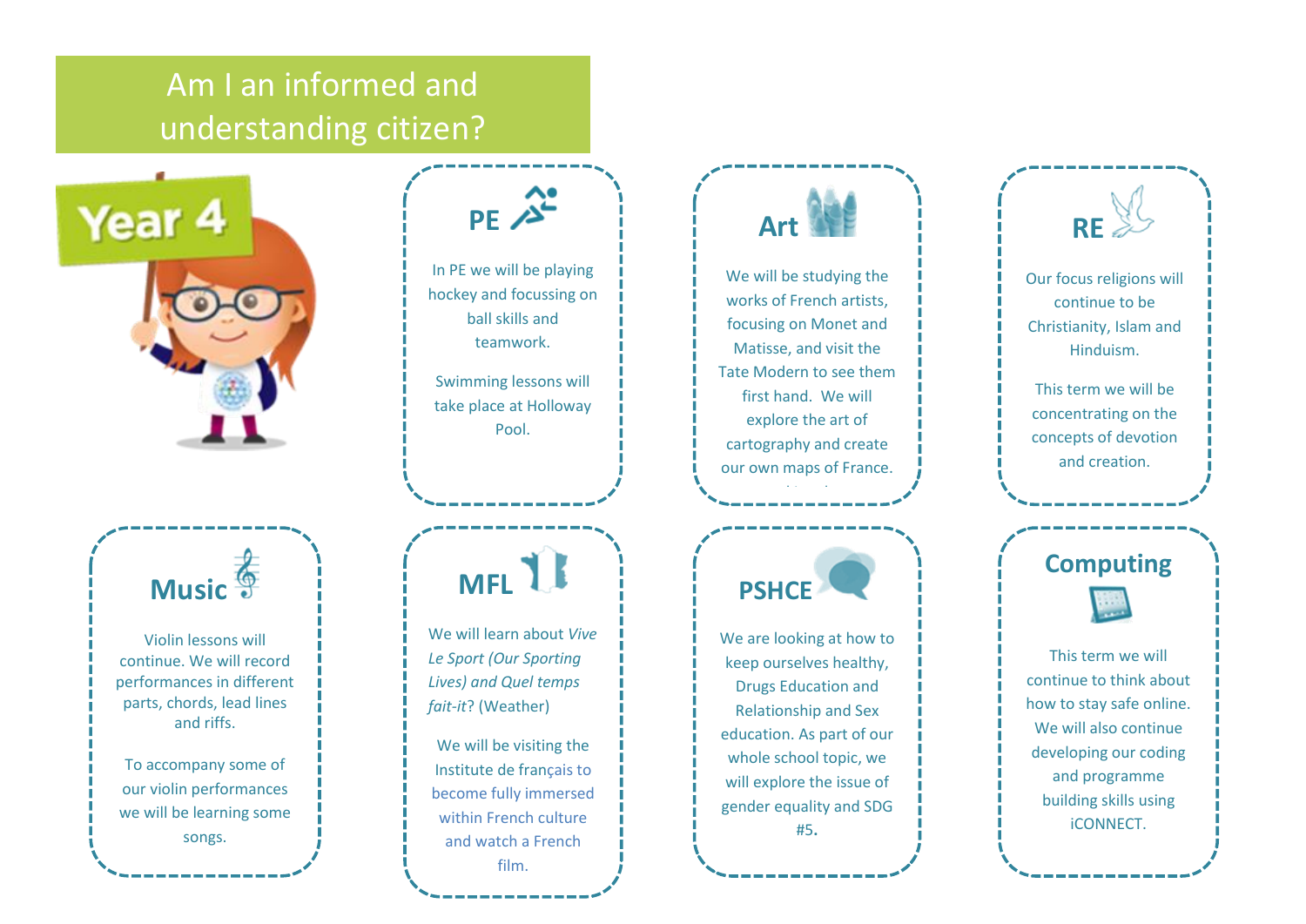# Am I an informed and understanding citizen?

Year 4

## PE

In PE we will be playing hockey and focussing on ball skills and teamwork.

Swimming lessons will take place at Holloway Pool.

## Art

We will be studying the works of French artists, focusing on Monet and Matisse, and visit the Tate Modern to see them first hand. We will explore the art of cartography and create our own maps of France.

## RE

Our focus religions will continue to be Christianity, Islam and Hinduism.

This term we will be concentrating on the concepts of devotion and creation.

## Music

Violin lessons will continue. We will record performances in different parts, chords, lead lines and riffs.

To accompany some of our violin performances we will be learning some songs.

## MFL

We will learn about *Vive Le Sport (Our Sporting Lives) and Quel temps fait-it*? (Weather)

We will be visiting the Institute de français to become fully immersed within French culture and watch a French film.

## PSHCE

We are looking at how to keep ourselves healthy, Drugs Education and Relationship and Sex education. As part of our whole school topic, we will explore the issue of gender equality and SDG #5.

## Computing

This term we will continue to think about how to stay safe online. We will also continue developing our coding and programme building skills using iCONNECT.